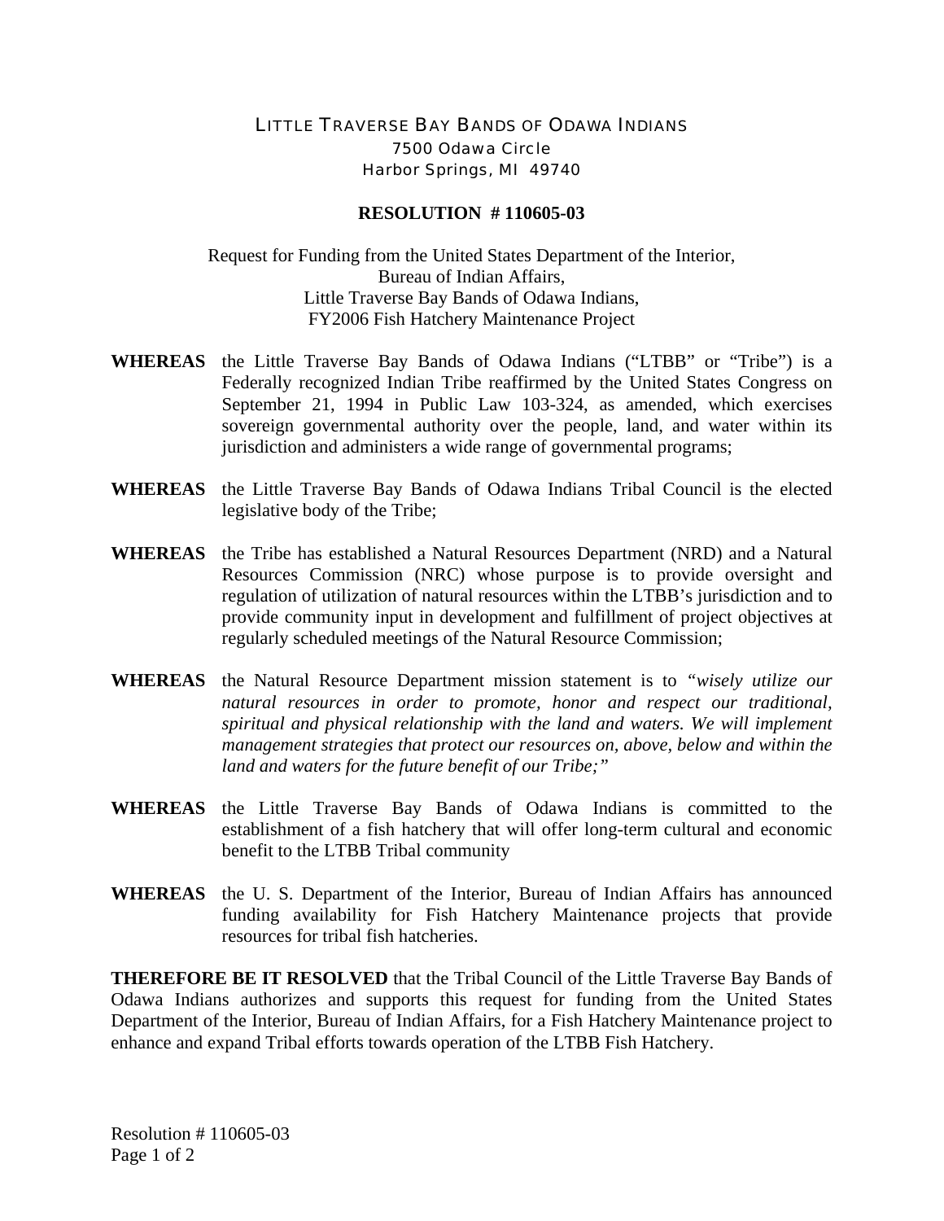LITTLE TRAVERSE BAY BANDS OF ODAWA INDIANS
7500 Odawa Circle
Harbor Springs, MI 49740

**RESOLUTION # 110605-03**

Request for Funding from the United States Department of the Interior,
Bureau of Indian Affairs,
Little Traverse Bay Bands of Odawa Indians,
FY2006 Fish Hatchery Maintenance Project

**WHEREAS** the Little Traverse Bay Bands of Odawa Indians ("LTBB" or "Tribe") is a Federally recognized Indian Tribe reaffirmed by the United States Congress on September 21, 1994 in Public Law 103-324, as amended, which exercises sovereign governmental authority over the people, land, and water within its jurisdiction and administers a wide range of governmental programs;

**WHEREAS** the Little Traverse Bay Bands of Odawa Indians Tribal Council is the elected legislative body of the Tribe;

**WHEREAS** the Tribe has established a Natural Resources Department (NRD) and a Natural Resources Commission (NRC) whose purpose is to provide oversight and regulation of utilization of natural resources within the LTBB's jurisdiction and to provide community input in development and fulfillment of project objectives at regularly scheduled meetings of the Natural Resource Commission;

**WHEREAS** the Natural Resource Department mission statement is to *"wisely utilize our natural resources in order to promote, honor and respect our traditional, spiritual and physical relationship with the land and waters. We will implement management strategies that protect our resources on, above, below and within the land and waters for the future benefit of our Tribe;"*

**WHEREAS** the Little Traverse Bay Bands of Odawa Indians is committed to the establishment of a fish hatchery that will offer long-term cultural and economic benefit to the LTBB Tribal community

**WHEREAS** the U. S. Department of the Interior, Bureau of Indian Affairs has announced funding availability for Fish Hatchery Maintenance projects that provide resources for tribal fish hatcheries.

**THEREFORE BE IT RESOLVED** that the Tribal Council of the Little Traverse Bay Bands of Odawa Indians authorizes and supports this request for funding from the United States Department of the Interior, Bureau of Indian Affairs, for a Fish Hatchery Maintenance project to enhance and expand Tribal efforts towards operation of the LTBB Fish Hatchery.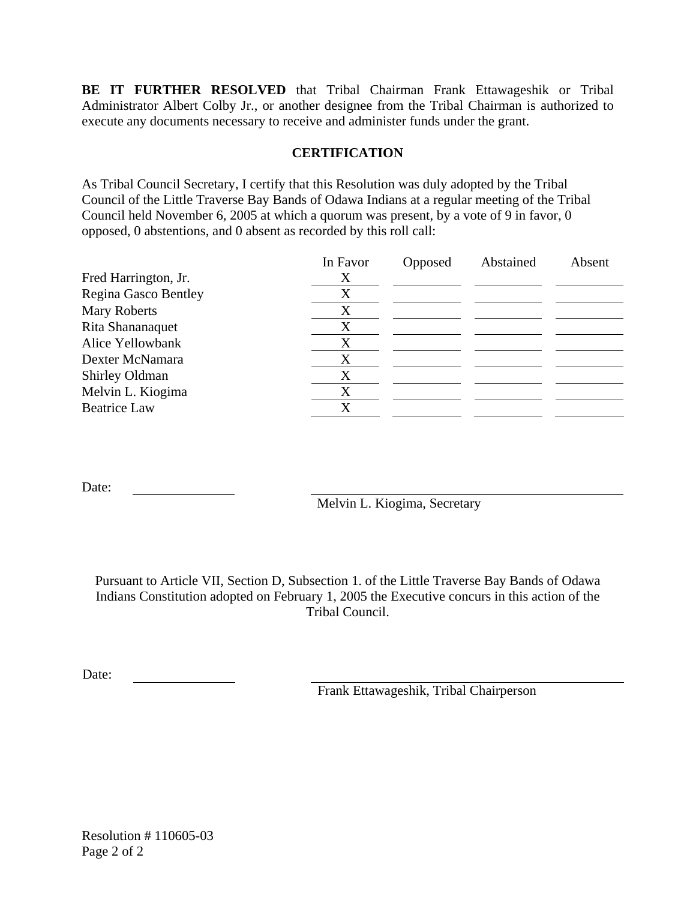**BE IT FURTHER RESOLVED** that Tribal Chairman Frank Ettawageshik or Tribal Administrator Albert Colby Jr., or another designee from the Tribal Chairman is authorized to execute any documents necessary to receive and administer funds under the grant.

## CERTIFICATION

As Tribal Council Secretary, I certify that this Resolution was duly adopted by the Tribal Council of the Little Traverse Bay Bands of Odawa Indians at a regular meeting of the Tribal Council held November 6, 2005 at which a quorum was present, by a vote of 9 in favor, 0 opposed, 0 abstentions, and 0 absent as recorded by this roll call:

| | In Favor | Opposed | Abstained | Absent |
|---|---|---|---|---|
| Fred Harrington, Jr. | X | | | |
| Regina Gasco Bentley | X | | | |
| Mary Roberts | X | | | |
| Rita Shananaquet | X | | | |
| Alice Yellowbank | X | | | |
| Dexter McNamara | X | | | |
| Shirley Oldman | X | | | |
| Melvin L. Kiogima | X | | | |
| Beatrice Law | X | | | |

Date: ______________

______________________________
Melvin L. Kiogima, Secretary

Pursuant to Article VII, Section D, Subsection 1. of the Little Traverse Bay Bands of Odawa Indians Constitution adopted on February 1, 2005 the Executive concurs in this action of the Tribal Council.

Date: ______________

______________________________
Frank Ettawageshik, Tribal Chairperson

Resolution # 110605-03